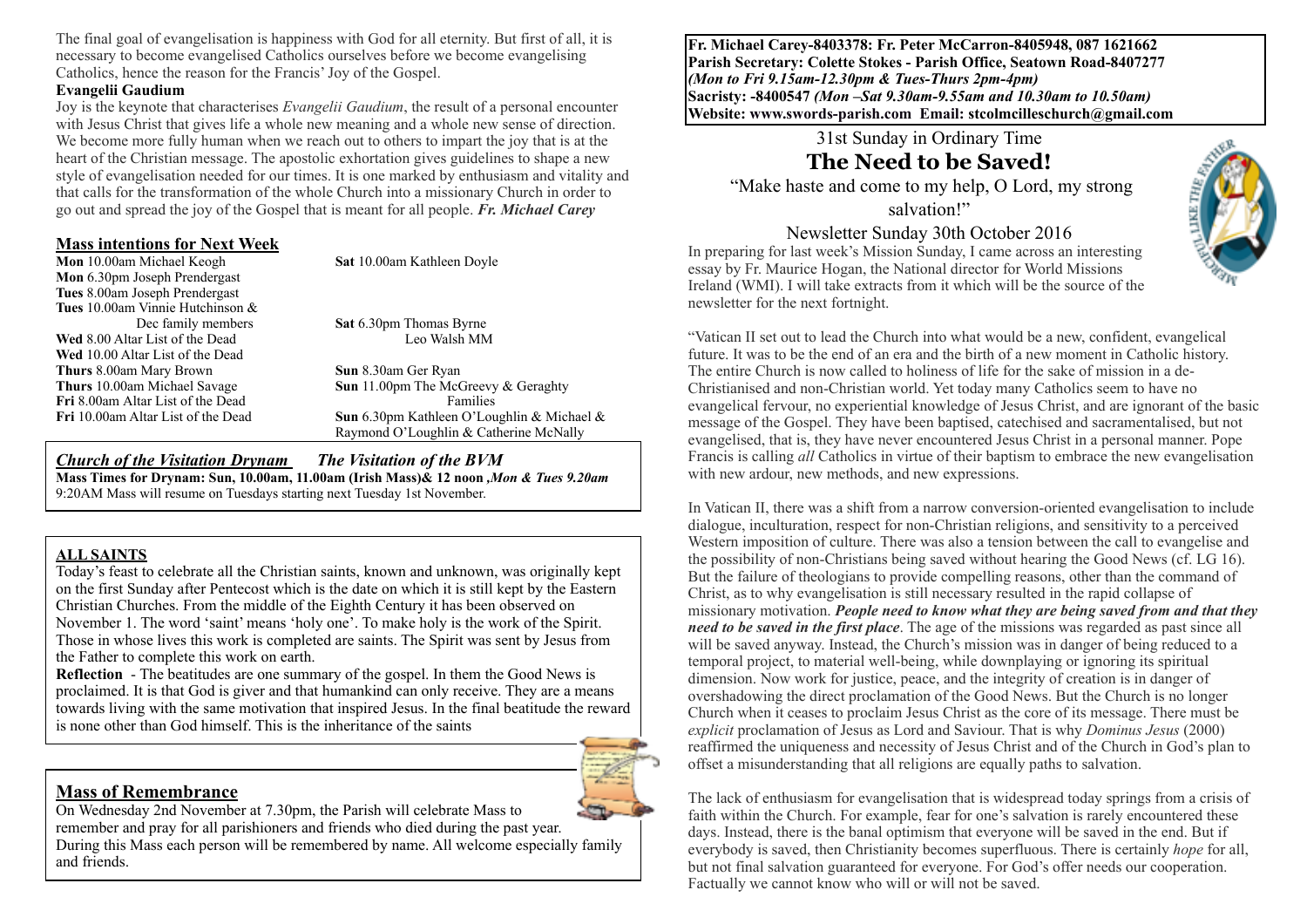The final goal of evangelisation is happiness with God for all eternity. But first of all, it is necessary to become evangelised Catholics ourselves before we become evangelising Catholics, hence the reason for the Francis' Joy of the Gospel.

**Evangelii Gaudium**

Joy is the keynote that characterises *Evangelii Gaudium*, the result of a personal encounter with Jesus Christ that gives life a whole new meaning and a whole new sense of direction. We become more fully human when we reach out to others to impart the joy that is at the heart of the Christian message. The apostolic exhortation gives guidelines to shape a new style of evangelisation needed for our times. It is one marked by enthusiasm and vitality and that calls for the transformation of the whole Church into a missionary Church in order to go out and spread the joy of the Gospel that is meant for all people. ***Fr. Michael Carey***

## Mass intentions for Next Week

**Mon** 10.00am Michael Keogh
**Mon** 6.30pm Joseph Prendergast
**Tues** 8.00am Joseph Prendergast
**Tues** 10.00am Vinnie Hutchinson & Dec family members
**Wed** 8.00 Altar List of the Dead
**Wed** 10.00 Altar List of the Dead
**Thurs** 8.00am Mary Brown
**Thurs** 10.00am Michael Savage
**Fri** 8.00am Altar List of the Dead
**Fri** 10.00am Altar List of the Dead

**Sat** 10.00am Kathleen Doyle
**Sat** 6.30pm Thomas Byrne
Leo Walsh MM
**Sun** 8.30am Ger Ryan
**Sun** 11.00pm The McGreevy & Geraghty Families
**Sun** 6.30pm Kathleen O'Loughlin & Michael & Raymond O'Loughlin & Catherine McNally

***Church of the Visitation Drynam*** ***The Visitation of the BVM***

**Mass Times for Drynam: Sun, 10.00am, 11.00am (Irish Mass)& 12 noon ,*Mon & Tues 9.20am***

9:20AM Mass will resume on Tuesdays starting next Tuesday 1st November.

## ALL SAINTS

Today's feast to celebrate all the Christian saints, known and unknown, was originally kept on the first Sunday after Pentecost which is the date on which it is still kept by the Eastern Christian Churches. From the middle of the Eighth Century it has been observed on November 1. The word 'saint' means 'holy one'. To make holy is the work of the Spirit. Those in whose lives this work is completed are saints. The Spirit was sent by Jesus from the Father to complete this work on earth.

**Reflection** - The beatitudes are one summary of the gospel. In them the Good News is proclaimed. It is that God is giver and that humankind can only receive. They are a means towards living with the same motivation that inspired Jesus. In the final beatitude the reward is none other than God himself. This is the inheritance of the saints

## Mass of Remembrance

On Wednesday 2nd November at 7.30pm, the Parish will celebrate Mass to remember and pray for all parishioners and friends who died during the past year. During this Mass each person will be remembered by name. All welcome especially family and friends.

**Fr. Michael Carey-8403378: Fr. Peter McCarron-8405948, 087 1621662**
**Parish Secretary: Colette Stokes - Parish Office, Seatown Road-8407277**
***(Mon to Fri 9.15am-12.30pm & Tues-Thurs 2pm-4pm)***
**Sacristy: -8400547 *(Mon –Sat 9.30am-9.55am and 10.30am to 10.50am)***
**Website: www.swords-parish.com Email: stcolmcilleschurch@gmail.com**

31st Sunday in Ordinary Time

# The Need to be Saved!

"Make haste and come to my help, O Lord, my strong salvation!"

Newsletter Sunday 30th October 2016

In preparing for last week's Mission Sunday, I came across an interesting essay by Fr. Maurice Hogan, the National director for World Missions Ireland (WMI). I will take extracts from it which will be the source of the newsletter for the next fortnight.

"Vatican II set out to lead the Church into what would be a new, confident, evangelical future. It was to be the end of an era and the birth of a new moment in Catholic history. The entire Church is now called to holiness of life for the sake of mission in a de-Christianised and non-Christian world. Yet today many Catholics seem to have no evangelical fervour, no experiential knowledge of Jesus Christ, and are ignorant of the basic message of the Gospel. They have been baptised, catechised and sacramentalised, but not evangelised, that is, they have never encountered Jesus Christ in a personal manner. Pope Francis is calling *all* Catholics in virtue of their baptism to embrace the new evangelisation with new ardour, new methods, and new expressions.

In Vatican II, there was a shift from a narrow conversion-oriented evangelisation to include dialogue, inculturation, respect for non-Christian religions, and sensitivity to a perceived Western imposition of culture. There was also a tension between the call to evangelise and the possibility of non-Christians being saved without hearing the Good News (cf. LG 16). But the failure of theologians to provide compelling reasons, other than the command of Christ, as to why evangelisation is still necessary resulted in the rapid collapse of missionary motivation. ***People need to know what they are being saved from and that they need to be saved in the first place***. The age of the missions was regarded as past since all will be saved anyway. Instead, the Church's mission was in danger of being reduced to a temporal project, to material well-being, while downplaying or ignoring its spiritual dimension. Now work for justice, peace, and the integrity of creation is in danger of overshadowing the direct proclamation of the Good News. But the Church is no longer Church when it ceases to proclaim Jesus Christ as the core of its message. There must be *explicit* proclamation of Jesus as Lord and Saviour. That is why *Dominus Jesus* (2000) reaffirmed the uniqueness and necessity of Jesus Christ and of the Church in God's plan to offset a misunderstanding that all religions are equally paths to salvation.

The lack of enthusiasm for evangelisation that is widespread today springs from a crisis of faith within the Church. For example, fear for one's salvation is rarely encountered these days. Instead, there is the banal optimism that everyone will be saved in the end. But if everybody is saved, then Christianity becomes superfluous. There is certainly *hope* for all, but not final salvation guaranteed for everyone. For God's offer needs our cooperation. Factually we cannot know who will or will not be saved.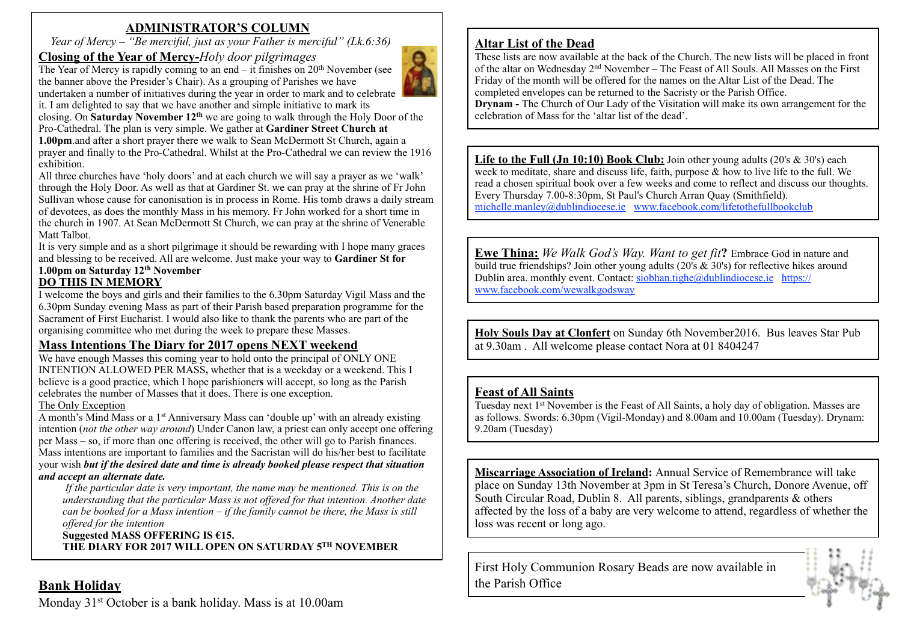## ADMINISTRATOR'S COLUMN

*Year of Mercy – "Be merciful, just as your Father is merciful" (Lk.6:36)*

### Closing of the Year of Mercy-*Holy door pilgrimages*

The Year of Mercy is rapidly coming to an end – it finishes on 20th November (see the banner above the Presider's Chair). As a grouping of Parishes we have undertaken a number of initiatives during the year in order to mark and to celebrate it. I am delighted to say that we have another and simple initiative to mark its closing. On **Saturday November 12th** we are going to walk through the Holy Door of the Pro-Cathedral. The plan is very simple. We gather at **Gardiner Street Church at 1.00pm**.and after a short prayer there we walk to Sean McDermott St Church, again a prayer and finally to the Pro-Cathedral. Whilst at the Pro-Cathedral we can review the 1916 exhibition.

All three churches have 'holy doors' and at each church we will say a prayer as we 'walk' through the Holy Door. As well as that at Gardiner St. we can pray at the shrine of Fr John Sullivan whose cause for canonisation is in process in Rome. His tomb draws a daily stream of devotees, as does the monthly Mass in his memory. Fr John worked for a short time in the church in 1907. At Sean McDermott St Church, we can pray at the shrine of Venerable Matt Talbot.

It is very simple and as a short pilgrimage it should be rewarding with I hope many graces and blessing to be received. All are welcome. Just make your way to **Gardiner St for 1.00pm on Saturday 12th November**

### DO THIS IN MEMORY

I welcome the boys and girls and their families to the 6.30pm Saturday Vigil Mass and the 6.30pm Sunday evening Mass as part of their Parish based preparation programme for the Sacrament of First Eucharist. I would also like to thank the parents who are part of the organising committee who met during the week to prepare these Masses.

### Mass Intentions The Diary for 2017 opens NEXT weekend

We have enough Masses this coming year to hold onto the principal of ONLY ONE INTENTION ALLOWED PER MASS**,** whether that is a weekday or a weekend. This I believe is a good practice, which I hope parishioner**s** will accept, so long as the Parish celebrates the number of Masses that it does. There is one exception.

The Only Exception

A month's Mind Mass or a 1st Anniversary Mass can 'double up' with an already existing intention (*not the other way around*) Under Canon law, a priest can only accept one offering per Mass – so, if more than one offering is received, the other will go to Parish finances. Mass intentions are important to families and the Sacristan will do his/her best to facilitate your wish ***but if the desired date and time is already booked please respect that situation and accept an alternate date.***

*If the particular date is very important, the name may be mentioned. This is on the understanding that the particular Mass is not offered for that intention. Another date can be booked for a Mass intention – if the family cannot be there, the Mass is still offered for the intention*

**Suggested MASS OFFERING IS €15.**
**THE DIARY FOR 2017 WILL OPEN ON SATURDAY 5TH NOVEMBER**

## Bank Holiday

Monday 31st October is a bank holiday. Mass is at 10.00am

### Altar List of the Dead

These lists are now available at the back of the Church. The new lists will be placed in front of the altar on Wednesday 2nd November – The Feast of All Souls. All Masses on the First Friday of the month will be offered for the names on the Altar List of the Dead. The completed envelopes can be returned to the Sacristy or the Parish Office.

**Drynam -** The Church of Our Lady of the Visitation will make its own arrangement for the celebration of Mass for the 'altar list of the dead'.

**Life to the Full (Jn 10:10) Book Club:** Join other young adults (20's & 30's) each week to meditate, share and discuss life, faith, purpose & how to live life to the full. We read a chosen spiritual book over a few weeks and come to reflect and discuss our thoughts. Every Thursday 7.00-8:30pm, St Paul's Church Arran Quay (Smithfield). michelle.manley@dublindiocese.ie www.facebook.com/lifetothefullbookclub

**Ewe Thina:** *We Walk God's Way. Want to get fit***?** Embrace God in nature and build true friendships? Join other young adults (20's & 30's) for reflective hikes around Dublin area. monthly event. Contact: siobhan.tighe@dublindiocese.ie https://www.facebook.com/wewalkgodsway

**Holy Souls Day at Clonfert** on Sunday 6th November2016. Bus leaves Star Pub at 9.30am . All welcome please contact Nora at 01 8404247

### Feast of All Saints

Tuesday next 1st November is the Feast of All Saints, a holy day of obligation. Masses are as follows. Swords: 6.30pm (Vigil-Monday) and 8.00am and 10.00am (Tuesday). Drynam: 9.20am (Tuesday)

**Miscarriage Association of Ireland:** Annual Service of Remembrance will take place on Sunday 13th November at 3pm in St Teresa's Church, Donore Avenue, off South Circular Road, Dublin 8. All parents, siblings, grandparents & others affected by the loss of a baby are very welcome to attend, regardless of whether the loss was recent or long ago.

First Holy Communion Rosary Beads are now available in the Parish Office